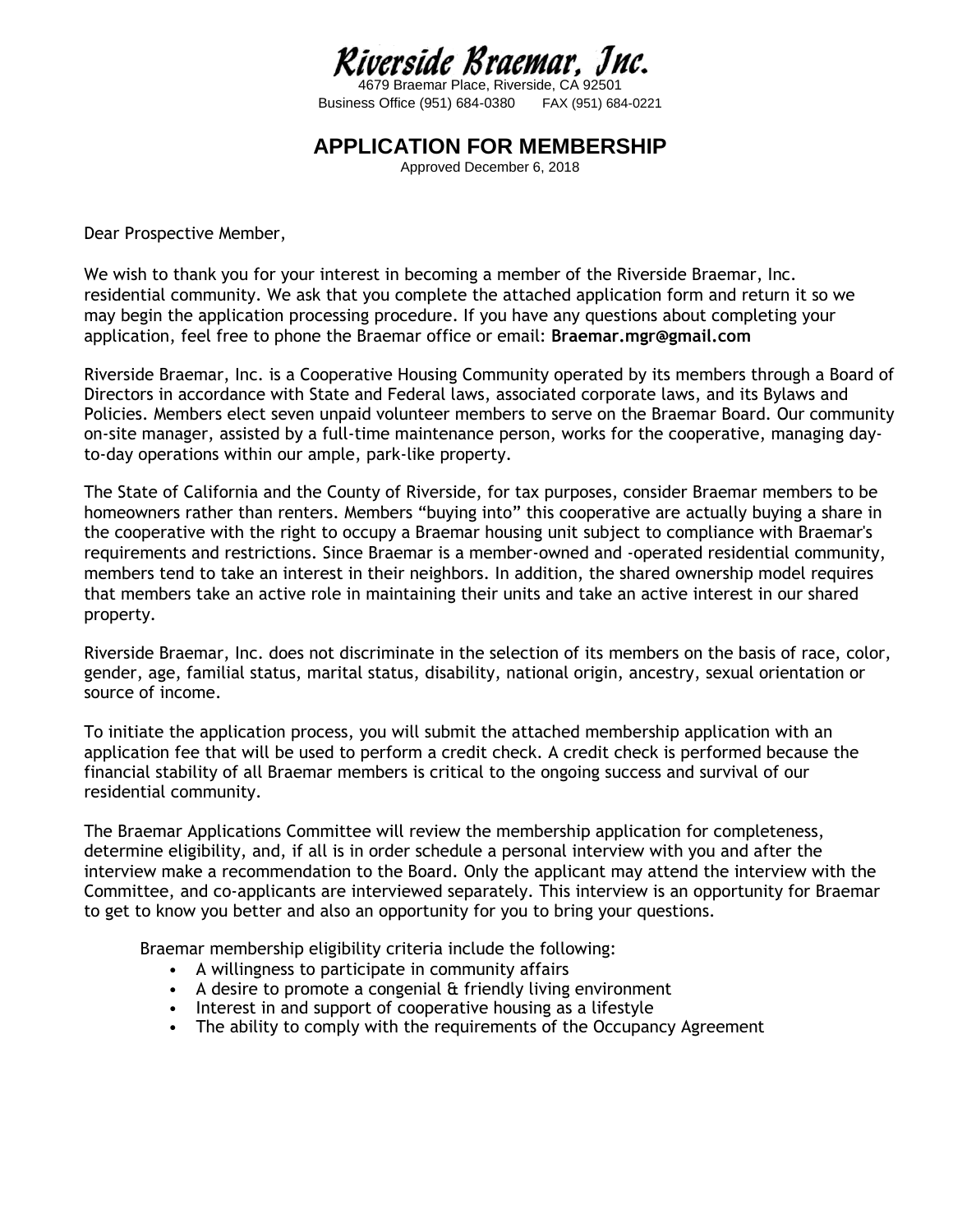# Riverside Braemar, Inc.

4679 Braemar Place, Riverside, CA 92501
Business Office (951) 684-0380 FAX (951) 684-0221

## APPLICATION FOR MEMBERSHIP

Approved December 6, 2018

Dear Prospective Member,

We wish to thank you for your interest in becoming a member of the Riverside Braemar, Inc. residential community. We ask that you complete the attached application form and return it so we may begin the application processing procedure. If you have any questions about completing your application, feel free to phone the Braemar office or email: **Braemar.mgr@gmail.com**

Riverside Braemar, Inc. is a Cooperative Housing Community operated by its members through a Board of Directors in accordance with State and Federal laws, associated corporate laws, and its Bylaws and Policies. Members elect seven unpaid volunteer members to serve on the Braemar Board. Our community on-site manager, assisted by a full-time maintenance person, works for the cooperative, managing day-to-day operations within our ample, park-like property.

The State of California and the County of Riverside, for tax purposes, consider Braemar members to be homeowners rather than renters. Members "buying into" this cooperative are actually buying a share in the cooperative with the right to occupy a Braemar housing unit subject to compliance with Braemar's requirements and restrictions. Since Braemar is a member-owned and -operated residential community, members tend to take an interest in their neighbors. In addition, the shared ownership model requires that members take an active role in maintaining their units and take an active interest in our shared property.

Riverside Braemar, Inc. does not discriminate in the selection of its members on the basis of race, color, gender, age, familial status, marital status, disability, national origin, ancestry, sexual orientation or source of income.

To initiate the application process, you will submit the attached membership application with an application fee that will be used to perform a credit check. A credit check is performed because the financial stability of all Braemar members is critical to the ongoing success and survival of our residential community.

The Braemar Applications Committee will review the membership application for completeness, determine eligibility, and, if all is in order schedule a personal interview with you and after the interview make a recommendation to the Board. Only the applicant may attend the interview with the Committee, and co-applicants are interviewed separately. This interview is an opportunity for Braemar to get to know you better and also an opportunity for you to bring your questions.

Braemar membership eligibility criteria include the following:

- A willingness to participate in community affairs
- A desire to promote a congenial & friendly living environment
- Interest in and support of cooperative housing as a lifestyle
- The ability to comply with the requirements of the Occupancy Agreement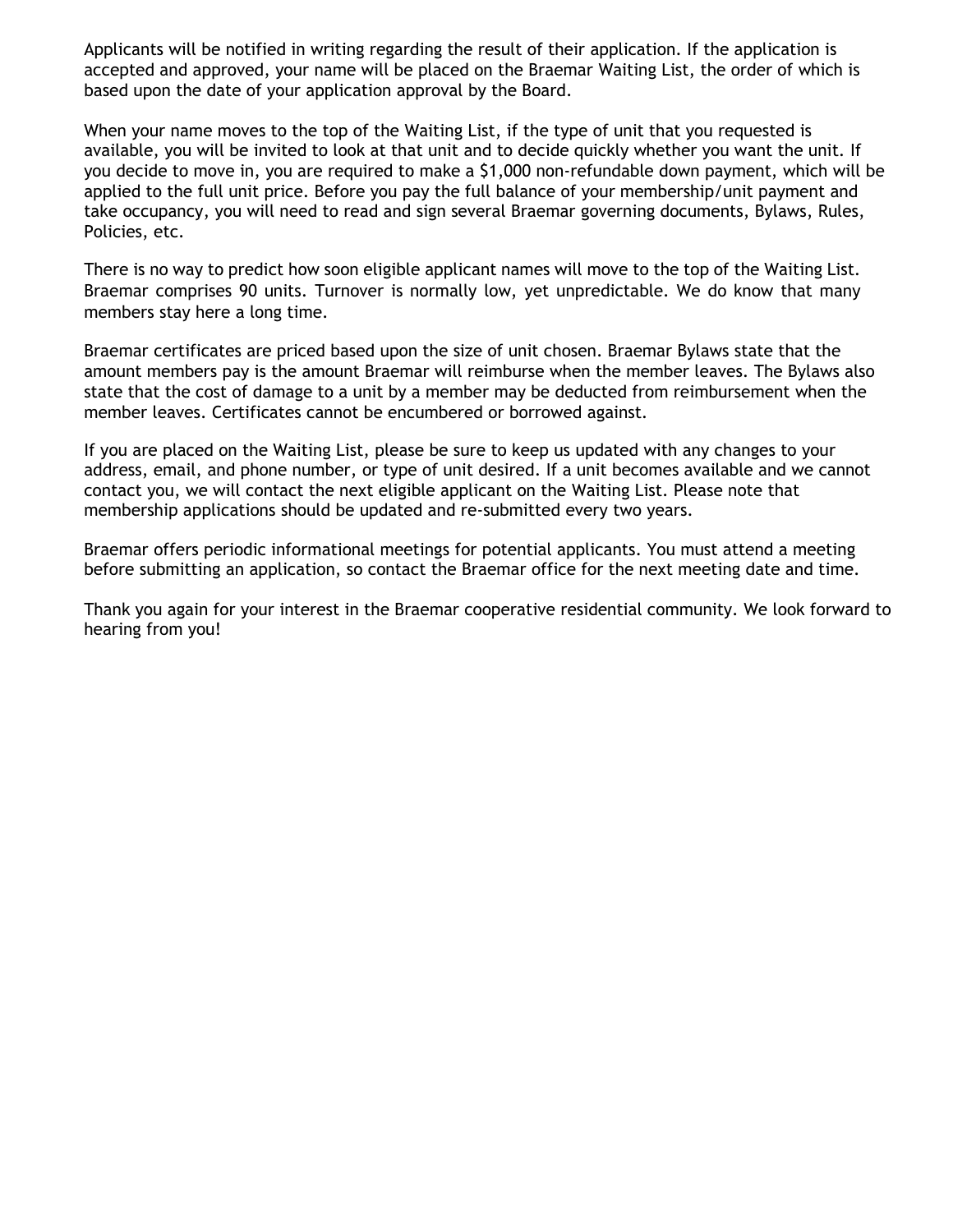Applicants will be notified in writing regarding the result of their application. If the application is accepted and approved, your name will be placed on the Braemar Waiting List, the order of which is based upon the date of your application approval by the Board.

When your name moves to the top of the Waiting List, if the type of unit that you requested is available, you will be invited to look at that unit and to decide quickly whether you want the unit. If you decide to move in, you are required to make a $1,000 non-refundable down payment, which will be applied to the full unit price. Before you pay the full balance of your membership/unit payment and take occupancy, you will need to read and sign several Braemar governing documents, Bylaws, Rules, Policies, etc.

There is no way to predict how soon eligible applicant names will move to the top of the Waiting List. Braemar comprises 90 units. Turnover is normally low, yet unpredictable. We do know that many members stay here a long time.

Braemar certificates are priced based upon the size of unit chosen. Braemar Bylaws state that the amount members pay is the amount Braemar will reimburse when the member leaves. The Bylaws also state that the cost of damage to a unit by a member may be deducted from reimbursement when the member leaves. Certificates cannot be encumbered or borrowed against.

If you are placed on the Waiting List, please be sure to keep us updated with any changes to your address, email, and phone number, or type of unit desired. If a unit becomes available and we cannot contact you, we will contact the next eligible applicant on the Waiting List. Please note that membership applications should be updated and re-submitted every two years.

Braemar offers periodic informational meetings for potential applicants. You must attend a meeting before submitting an application, so contact the Braemar office for the next meeting date and time.

Thank you again for your interest in the Braemar cooperative residential community. We look forward to hearing from you!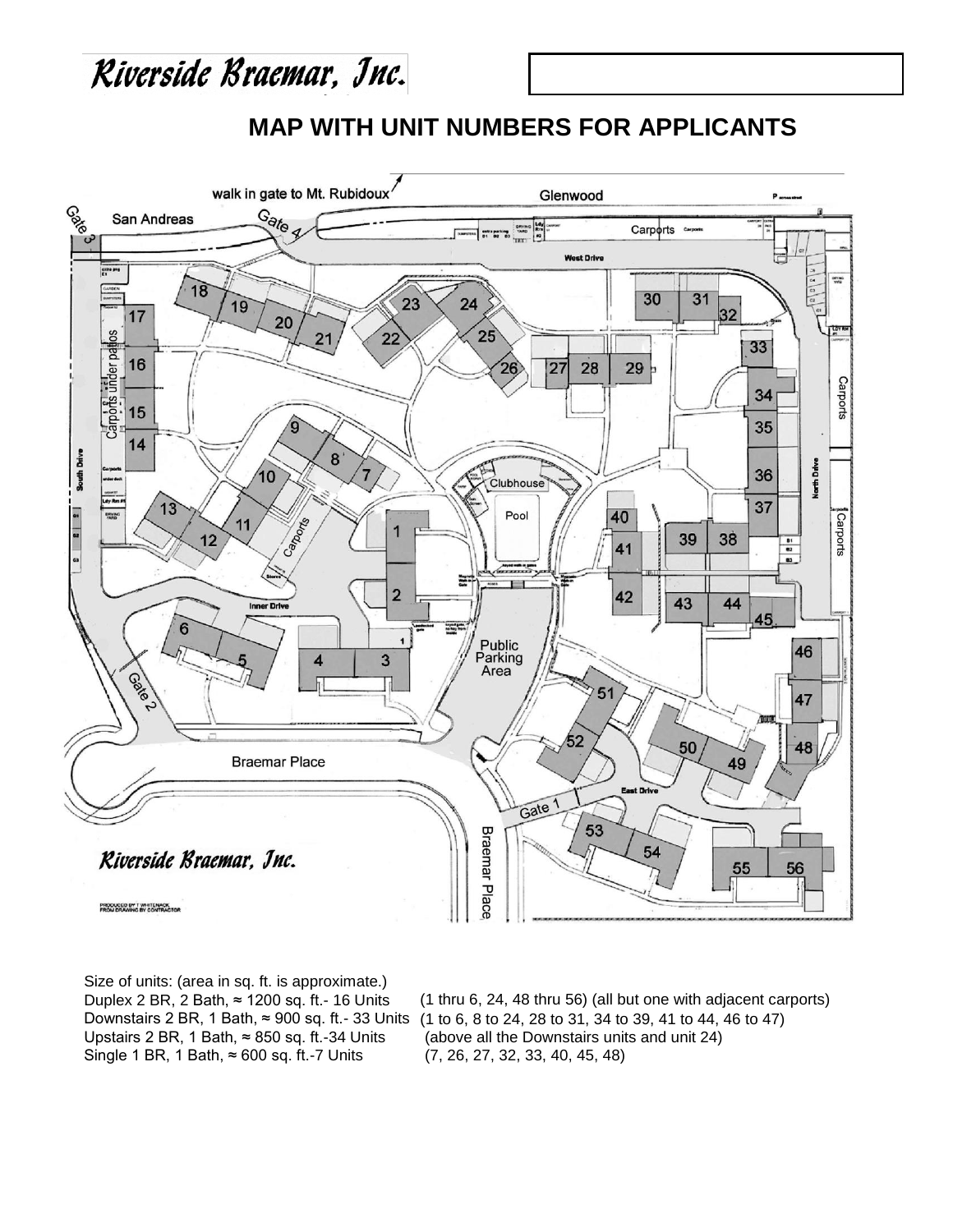*Riverside Braemar, Inc.*

## MAP WITH UNIT NUMBERS FOR APPLICANTS

Size of units: (area in sq. ft. is approximate.)

| Unit type | Units |
|---|---|
| Duplex 2 BR, 2 Bath, ≈ 1200 sq. ft.- 16 Units | (1 thru 6, 24, 48 thru 56) (all but one with adjacent carports) |
| Downstairs 2 BR, 1 Bath, ≈ 900 sq. ft.- 33 Units | (1 to 6, 8 to 24, 28 to 31, 34 to 39, 41 to 44, 46 to 47) |
| Upstairs 2 BR, 1 Bath, ≈ 850 sq. ft.-34 Units | (above all the Downstairs units and unit 24) |
| Single 1 BR, 1 Bath, ≈ 600 sq. ft.-7 Units | (7, 26, 27, 32, 33, 40, 45, 48) |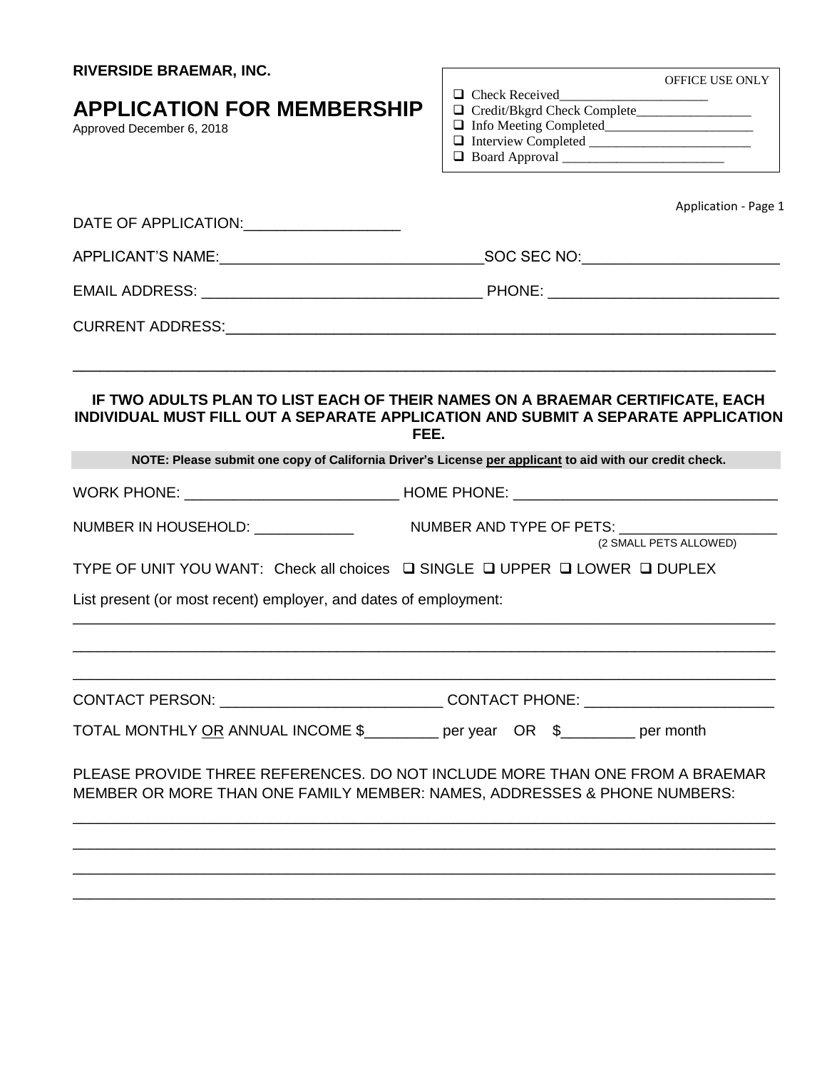**RIVERSIDE BRAEMAR, INC.**

# APPLICATION FOR MEMBERSHIP

Approved December 6, 2018

OFFICE USE ONLY

- ❑ Check Received______________________
- ❑ Credit/Bkgrd Check Complete_________________
- ❑ Info Meeting Completed______________________
- ❑ Interview Completed ________________________
- ❑ Board Approval ________________________

Application - Page 1

DATE OF APPLICATION:___________________

APPLICANT'S NAME:_______________________________SOC SEC NO:_______________________

EMAIL ADDRESS: ________________________________ PHONE: ___________________________

CURRENT ADDRESS:_____________________________________________________________

_______________________________________________________________________________

**IF TWO ADULTS PLAN TO LIST EACH OF THEIR NAMES ON A BRAEMAR CERTIFICATE, EACH INDIVIDUAL MUST FILL OUT A SEPARATE APPLICATION AND SUBMIT A SEPARATE APPLICATION FEE.**

**NOTE: Please submit one copy of California Driver's License per applicant to aid with our credit check.**

WORK PHONE: __________________________ HOME PHONE: _______________________________

NUMBER IN HOUSEHOLD: ____________ NUMBER AND TYPE OF PETS: ___________________
(2 SMALL PETS ALLOWED)

TYPE OF UNIT YOU WANT: Check all choices ❑ SINGLE ❑ UPPER ❑ LOWER ❑ DUPLEX

List present (or most recent) employer, and dates of employment:

_______________________________________________________________________________

_______________________________________________________________________________

_______________________________________________________________________________

CONTACT PERSON: __________________________ CONTACT PHONE: ______________________

TOTAL MONTHLY OR ANNUAL INCOME $_________ per year OR $_________ per month

PLEASE PROVIDE THREE REFERENCES. DO NOT INCLUDE MORE THAN ONE FROM A BRAEMAR MEMBER OR MORE THAN ONE FAMILY MEMBER: NAMES, ADDRESSES & PHONE NUMBERS:

_______________________________________________________________________________

_______________________________________________________________________________

_______________________________________________________________________________

_______________________________________________________________________________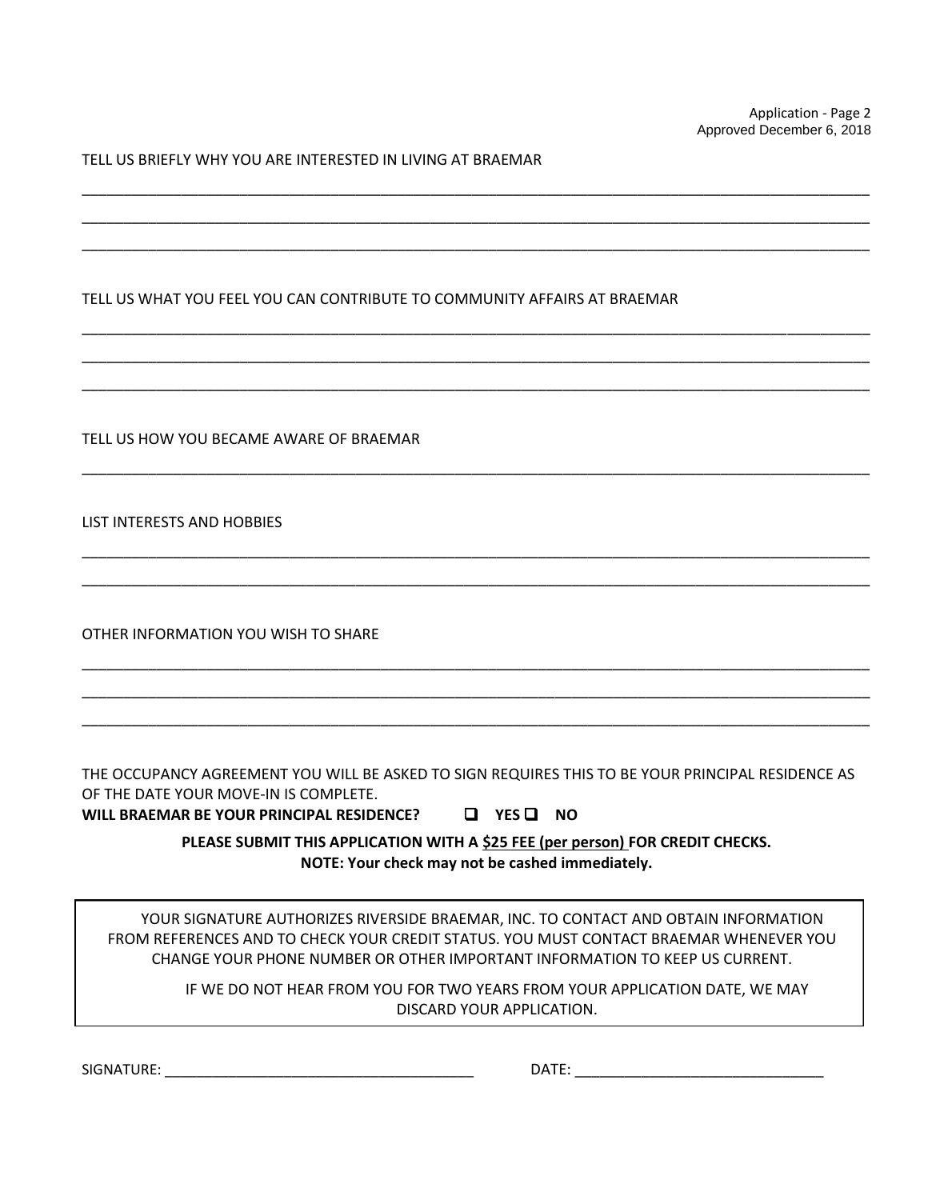TELL US BRIEFLY WHY YOU ARE INTERESTED IN LIVING AT BRAEMAR

\_\_\_\_\_\_\_\_\_\_\_\_\_\_\_\_\_\_\_\_\_\_\_\_\_\_\_\_\_\_\_\_\_\_\_\_\_\_\_\_\_\_\_\_\_\_\_\_\_\_\_\_\_\_\_\_\_\_\_\_\_\_\_\_\_\_\_\_\_\_\_\_\_\_\_\_\_\_

\_\_\_\_\_\_\_\_\_\_\_\_\_\_\_\_\_\_\_\_\_\_\_\_\_\_\_\_\_\_\_\_\_\_\_\_\_\_\_\_\_\_\_\_\_\_\_\_\_\_\_\_\_\_\_\_\_\_\_\_\_\_\_\_\_\_\_\_\_\_\_\_\_\_\_\_\_\_

\_\_\_\_\_\_\_\_\_\_\_\_\_\_\_\_\_\_\_\_\_\_\_\_\_\_\_\_\_\_\_\_\_\_\_\_\_\_\_\_\_\_\_\_\_\_\_\_\_\_\_\_\_\_\_\_\_\_\_\_\_\_\_\_\_\_\_\_\_\_\_\_\_\_\_\_\_\_

TELL US WHAT YOU FEEL YOU CAN CONTRIBUTE TO COMMUNITY AFFAIRS AT BRAEMAR

\_\_\_\_\_\_\_\_\_\_\_\_\_\_\_\_\_\_\_\_\_\_\_\_\_\_\_\_\_\_\_\_\_\_\_\_\_\_\_\_\_\_\_\_\_\_\_\_\_\_\_\_\_\_\_\_\_\_\_\_\_\_\_\_\_\_\_\_\_\_\_\_\_\_\_\_\_\_

\_\_\_\_\_\_\_\_\_\_\_\_\_\_\_\_\_\_\_\_\_\_\_\_\_\_\_\_\_\_\_\_\_\_\_\_\_\_\_\_\_\_\_\_\_\_\_\_\_\_\_\_\_\_\_\_\_\_\_\_\_\_\_\_\_\_\_\_\_\_\_\_\_\_\_\_\_\_

\_\_\_\_\_\_\_\_\_\_\_\_\_\_\_\_\_\_\_\_\_\_\_\_\_\_\_\_\_\_\_\_\_\_\_\_\_\_\_\_\_\_\_\_\_\_\_\_\_\_\_\_\_\_\_\_\_\_\_\_\_\_\_\_\_\_\_\_\_\_\_\_\_\_\_\_\_\_

TELL US HOW YOU BECAME AWARE OF BRAEMAR

\_\_\_\_\_\_\_\_\_\_\_\_\_\_\_\_\_\_\_\_\_\_\_\_\_\_\_\_\_\_\_\_\_\_\_\_\_\_\_\_\_\_\_\_\_\_\_\_\_\_\_\_\_\_\_\_\_\_\_\_\_\_\_\_\_\_\_\_\_\_\_\_\_\_\_\_\_\_

LIST INTERESTS AND HOBBIES

\_\_\_\_\_\_\_\_\_\_\_\_\_\_\_\_\_\_\_\_\_\_\_\_\_\_\_\_\_\_\_\_\_\_\_\_\_\_\_\_\_\_\_\_\_\_\_\_\_\_\_\_\_\_\_\_\_\_\_\_\_\_\_\_\_\_\_\_\_\_\_\_\_\_\_\_\_\_

\_\_\_\_\_\_\_\_\_\_\_\_\_\_\_\_\_\_\_\_\_\_\_\_\_\_\_\_\_\_\_\_\_\_\_\_\_\_\_\_\_\_\_\_\_\_\_\_\_\_\_\_\_\_\_\_\_\_\_\_\_\_\_\_\_\_\_\_\_\_\_\_\_\_\_\_\_\_

OTHER INFORMATION YOU WISH TO SHARE

\_\_\_\_\_\_\_\_\_\_\_\_\_\_\_\_\_\_\_\_\_\_\_\_\_\_\_\_\_\_\_\_\_\_\_\_\_\_\_\_\_\_\_\_\_\_\_\_\_\_\_\_\_\_\_\_\_\_\_\_\_\_\_\_\_\_\_\_\_\_\_\_\_\_\_\_\_\_

\_\_\_\_\_\_\_\_\_\_\_\_\_\_\_\_\_\_\_\_\_\_\_\_\_\_\_\_\_\_\_\_\_\_\_\_\_\_\_\_\_\_\_\_\_\_\_\_\_\_\_\_\_\_\_\_\_\_\_\_\_\_\_\_\_\_\_\_\_\_\_\_\_\_\_\_\_\_

\_\_\_\_\_\_\_\_\_\_\_\_\_\_\_\_\_\_\_\_\_\_\_\_\_\_\_\_\_\_\_\_\_\_\_\_\_\_\_\_\_\_\_\_\_\_\_\_\_\_\_\_\_\_\_\_\_\_\_\_\_\_\_\_\_\_\_\_\_\_\_\_\_\_\_\_\_\_

THE OCCUPANCY AGREEMENT YOU WILL BE ASKED TO SIGN REQUIRES THIS TO BE YOUR PRINCIPAL RESIDENCE AS OF THE DATE YOUR MOVE-IN IS COMPLETE.
**WILL BRAEMAR BE YOUR PRINCIPAL RESIDENCE? ☐ YES ☐ NO**

**PLEASE SUBMIT THIS APPLICATION WITH A <u>$25 FEE (per person)</u> FOR CREDIT CHECKS.**
**NOTE: Your check may not be cashed immediately.**

YOUR SIGNATURE AUTHORIZES RIVERSIDE BRAEMAR, INC. TO CONTACT AND OBTAIN INFORMATION FROM REFERENCES AND TO CHECK YOUR CREDIT STATUS. YOU MUST CONTACT BRAEMAR WHENEVER YOU CHANGE YOUR PHONE NUMBER OR OTHER IMPORTANT INFORMATION TO KEEP US CURRENT.

IF WE DO NOT HEAR FROM YOU FOR TWO YEARS FROM YOUR APPLICATION DATE, WE MAY DISCARD YOUR APPLICATION.

SIGNATURE: \_\_\_\_\_\_\_\_\_\_\_\_\_\_\_\_\_\_\_\_\_\_\_\_\_\_\_\_\_\_\_\_\_\_\_\_\_ DATE: \_\_\_\_\_\_\_\_\_\_\_\_\_\_\_\_\_\_\_\_\_\_\_\_\_\_\_\_\_\_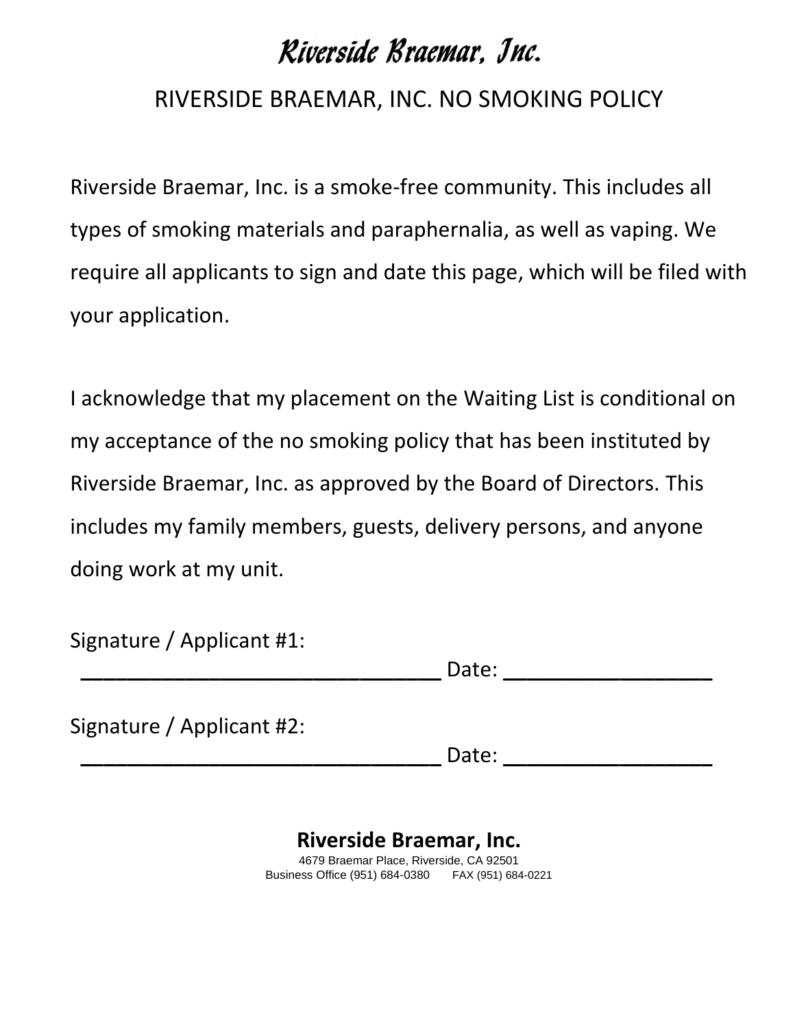# *Riverside Braemar, Inc.*

## RIVERSIDE BRAEMAR, INC. NO SMOKING POLICY

Riverside Braemar, Inc. is a smoke-free community. This includes all types of smoking materials and paraphernalia, as well as vaping. We require all applicants to sign and date this page, which will be filed with your application.

I acknowledge that my placement on the Waiting List is conditional on my acceptance of the no smoking policy that has been instituted by Riverside Braemar, Inc. as approved by the Board of Directors. This includes my family members, guests, delivery persons, and anyone doing work at my unit.

Signature / Applicant #1:

_______________________________ Date: __________________

Signature / Applicant #2:

_______________________________ Date: __________________

**Riverside Braemar, Inc.**

4679 Braemar Place, Riverside, CA 92501

Business Office (951) 684-0380 FAX (951) 684-0221